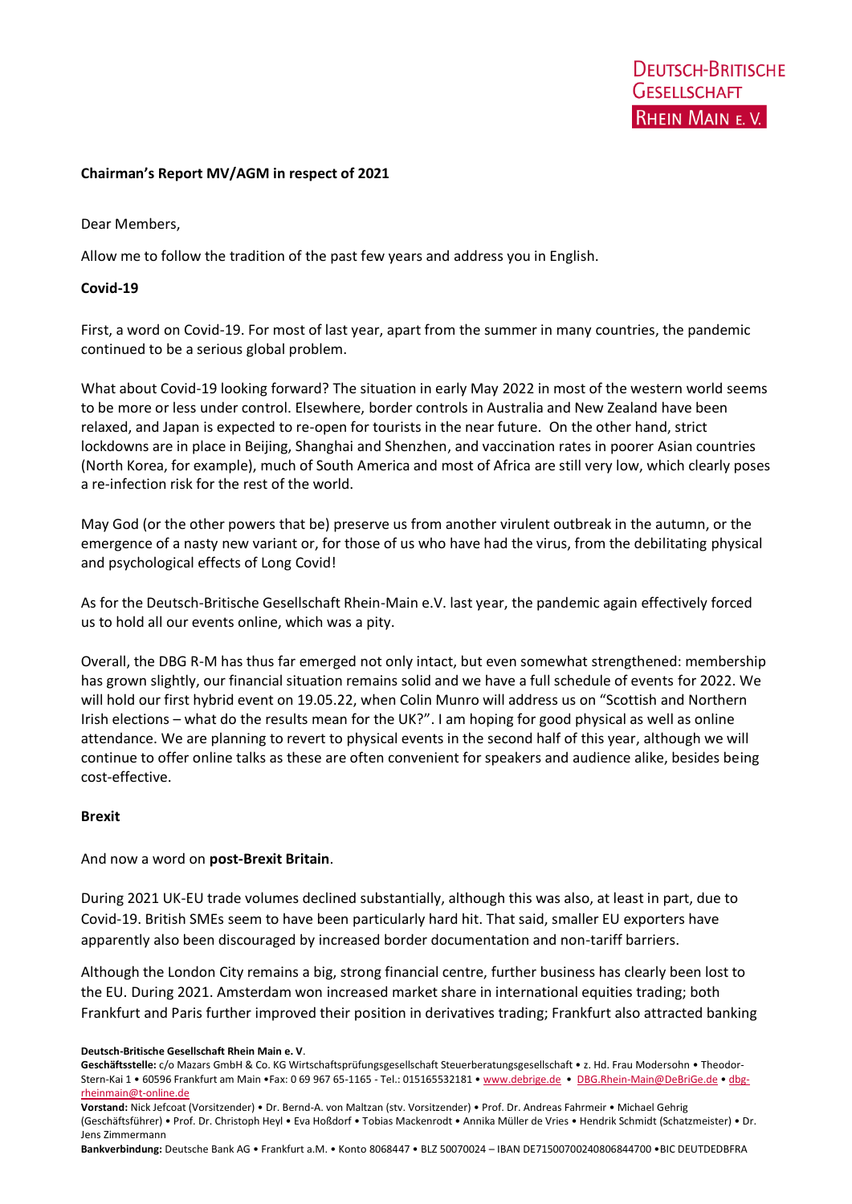Deutsch-Britische Gesellschaft Rhein Main e. V.

**Chairman's Report MV/AGM in respect of 2021**

Dear Members,

Allow me to follow the tradition of the past few years and address you in English.

**Covid-19**

First, a word on Covid-19. For most of last year, apart from the summer in many countries, the pandemic continued to be a serious global problem.

What about Covid-19 looking forward? The situation in early May 2022 in most of the western world seems to be more or less under control. Elsewhere, border controls in Australia and New Zealand have been relaxed, and Japan is expected to re-open for tourists in the near future. On the other hand, strict lockdowns are in place in Beijing, Shanghai and Shenzhen, and vaccination rates in poorer Asian countries (North Korea, for example), much of South America and most of Africa are still very low, which clearly poses a re-infection risk for the rest of the world.

May God (or the other powers that be) preserve us from another virulent outbreak in the autumn, or the emergence of a nasty new variant or, for those of us who have had the virus, from the debilitating physical and psychological effects of Long Covid!

As for the Deutsch-Britische Gesellschaft Rhein-Main e.V. last year, the pandemic again effectively forced us to hold all our events online, which was a pity.

Overall, the DBG R-M has thus far emerged not only intact, but even somewhat strengthened: membership has grown slightly, our financial situation remains solid and we have a full schedule of events for 2022. We will hold our first hybrid event on 19.05.22, when Colin Munro will address us on "Scottish and Northern Irish elections – what do the results mean for the UK?". I am hoping for good physical as well as online attendance. We are planning to revert to physical events in the second half of this year, although we will continue to offer online talks as these are often convenient for speakers and audience alike, besides being cost-effective.

**Brexit**

And now a word on **post-Brexit Britain**.

During 2021 UK-EU trade volumes declined substantially, although this was also, at least in part, due to Covid-19. British SMEs seem to have been particularly hard hit. That said, smaller EU exporters have apparently also been discouraged by increased border documentation and non-tariff barriers.

Although the London City remains a big, strong financial centre, further business has clearly been lost to the EU. During 2021. Amsterdam won increased market share in international equities trading; both Frankfurt and Paris further improved their position in derivatives trading; Frankfurt also attracted banking

**Deutsch-Britische Gesellschaft Rhein Main e. V**.
**Geschäftsstelle:** c/o Mazars GmbH & Co. KG Wirtschaftsprüfungsgesellschaft Steuerberatungsgesellschaft • z. Hd. Frau Modersohn • Theodor-Stern-Kai 1 • 60596 Frankfurt am Main •Fax: 0 69 967 65-1165 - Tel.: 015165532181 • www.debrige.de • DBG.Rhein-Main@DeBriGe.de • dbg-rheinmain@t-online.de
**Vorstand:** Nick Jefcoat (Vorsitzender) • Dr. Bernd-A. von Maltzan (stv. Vorsitzender) • Prof. Dr. Andreas Fahrmeir • Michael Gehrig (Geschäftsführer) • Prof. Dr. Christoph Heyl • Eva Hoßdorf • Tobias Mackenrodt • Annika Müller de Vries • Hendrik Schmidt (Schatzmeister) • Dr. Jens Zimmermann
**Bankverbindung:** Deutsche Bank AG • Frankfurt a.M. • Konto 8068447 • BLZ 50070024 – IBAN DE71500700240806844700 •BIC DEUTDEDBFRA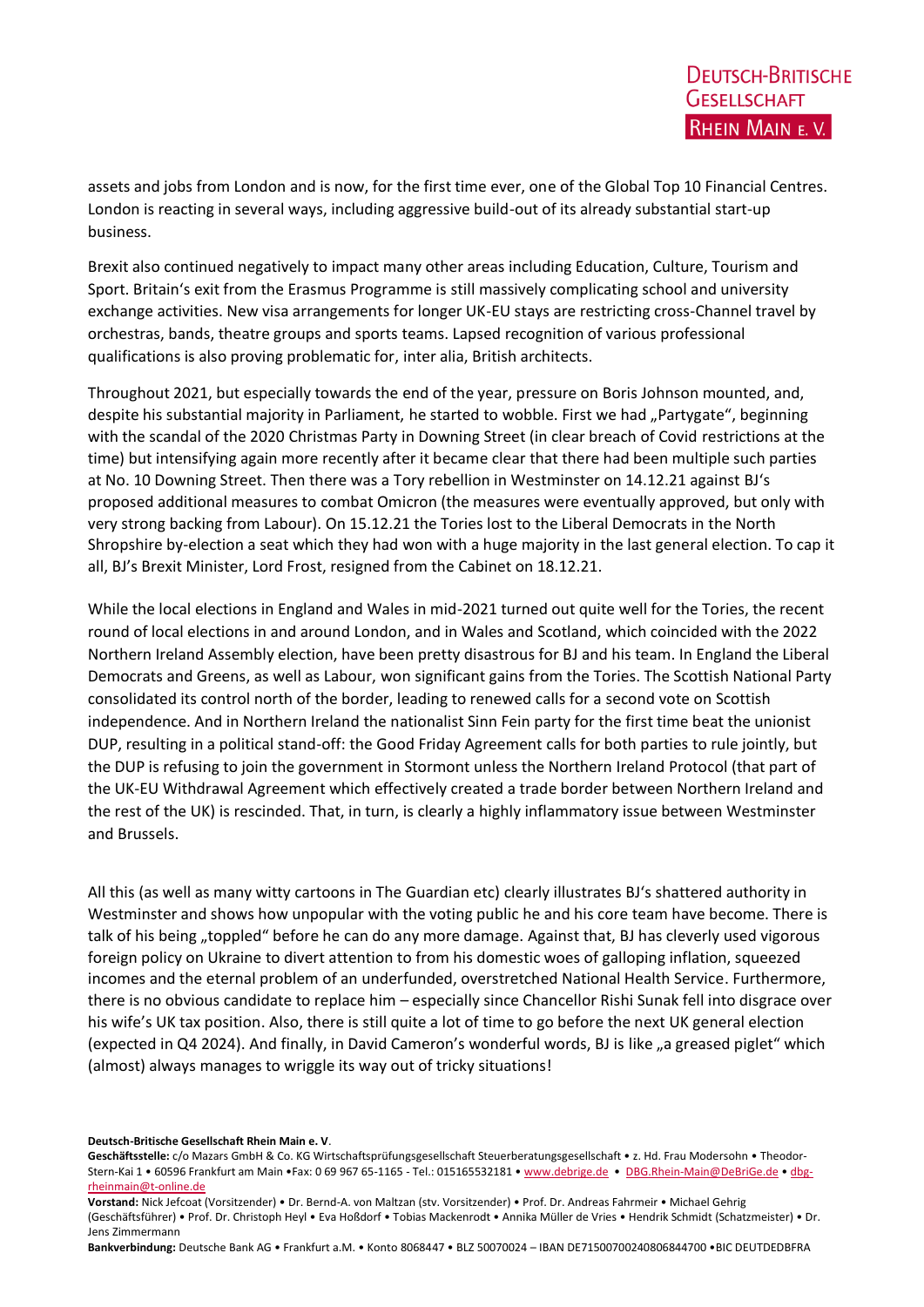assets and jobs from London and is now, for the first time ever, one of the Global Top 10 Financial Centres. London is reacting in several ways, including aggressive build-out of its already substantial start-up business.

Brexit also continued negatively to impact many other areas including Education, Culture, Tourism and Sport. Britain's exit from the Erasmus Programme is still massively complicating school and university exchange activities. New visa arrangements for longer UK-EU stays are restricting cross-Channel travel by orchestras, bands, theatre groups and sports teams. Lapsed recognition of various professional qualifications is also proving problematic for, inter alia, British architects.

Throughout 2021, but especially towards the end of the year, pressure on Boris Johnson mounted, and, despite his substantial majority in Parliament, he started to wobble. First we had „Partygate", beginning with the scandal of the 2020 Christmas Party in Downing Street (in clear breach of Covid restrictions at the time) but intensifying again more recently after it became clear that there had been multiple such parties at No. 10 Downing Street. Then there was a Tory rebellion in Westminster on 14.12.21 against BJ's proposed additional measures to combat Omicron (the measures were eventually approved, but only with very strong backing from Labour). On 15.12.21 the Tories lost to the Liberal Democrats in the North Shropshire by-election a seat which they had won with a huge majority in the last general election. To cap it all, BJ's Brexit Minister, Lord Frost, resigned from the Cabinet on 18.12.21.

While the local elections in England and Wales in mid-2021 turned out quite well for the Tories, the recent round of local elections in and around London, and in Wales and Scotland, which coincided with the 2022 Northern Ireland Assembly election, have been pretty disastrous for BJ and his team. In England the Liberal Democrats and Greens, as well as Labour, won significant gains from the Tories. The Scottish National Party consolidated its control north of the border, leading to renewed calls for a second vote on Scottish independence. And in Northern Ireland the nationalist Sinn Fein party for the first time beat the unionist DUP, resulting in a political stand-off: the Good Friday Agreement calls for both parties to rule jointly, but the DUP is refusing to join the government in Stormont unless the Northern Ireland Protocol (that part of the UK-EU Withdrawal Agreement which effectively created a trade border between Northern Ireland and the rest of the UK) is rescinded. That, in turn, is clearly a highly inflammatory issue between Westminster and Brussels.

All this (as well as many witty cartoons in The Guardian etc) clearly illustrates BJ's shattered authority in Westminster and shows how unpopular with the voting public he and his core team have become. There is talk of his being „toppled" before he can do any more damage. Against that, BJ has cleverly used vigorous foreign policy on Ukraine to divert attention to from his domestic woes of galloping inflation, squeezed incomes and the eternal problem of an underfunded, overstretched National Health Service. Furthermore, there is no obvious candidate to replace him – especially since Chancellor Rishi Sunak fell into disgrace over his wife's UK tax position. Also, there is still quite a lot of time to go before the next UK general election (expected in Q4 2024). And finally, in David Cameron's wonderful words, BJ is like „a greased piglet" which (almost) always manages to wriggle its way out of tricky situations!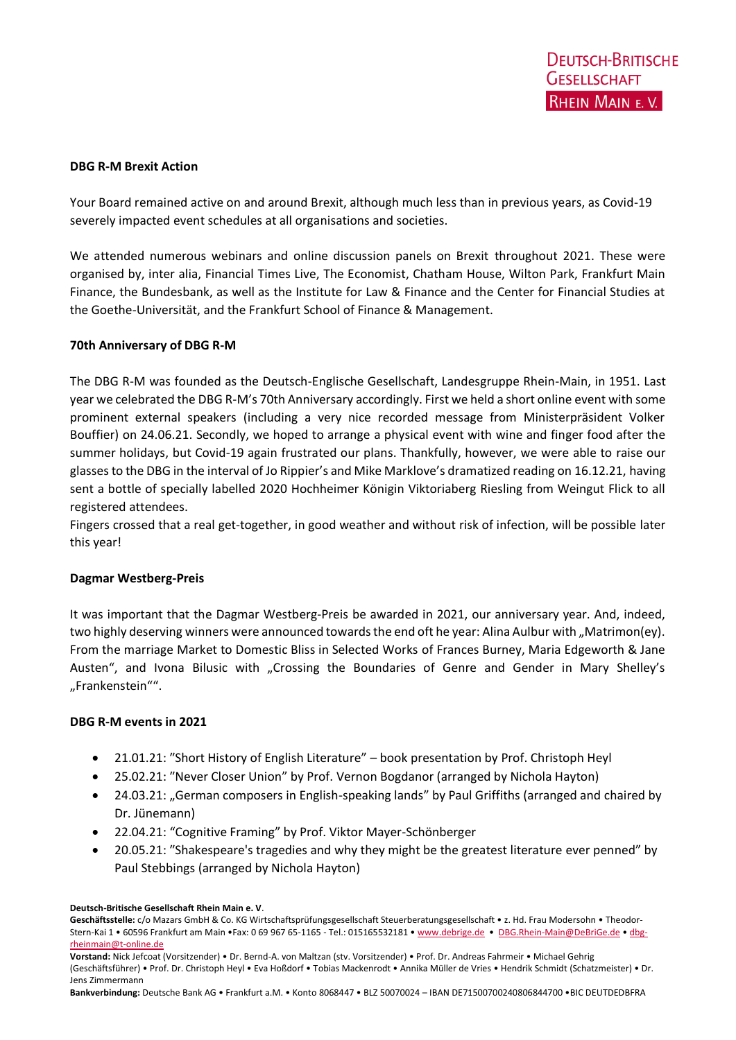Deutsch-Britische Gesellschaft Rhein Main e. V.

**DBG R-M Brexit Action**

Your Board remained active on and around Brexit, although much less than in previous years, as Covid-19 severely impacted event schedules at all organisations and societies.

We attended numerous webinars and online discussion panels on Brexit throughout 2021. These were organised by, inter alia, Financial Times Live, The Economist, Chatham House, Wilton Park, Frankfurt Main Finance, the Bundesbank, as well as the Institute for Law & Finance and the Center for Financial Studies at the Goethe-Universität, and the Frankfurt School of Finance & Management.

**70th Anniversary of DBG R-M**

The DBG R-M was founded as the Deutsch-Englische Gesellschaft, Landesgruppe Rhein-Main, in 1951. Last year we celebrated the DBG R-M's 70th Anniversary accordingly. First we held a short online event with some prominent external speakers (including a very nice recorded message from Ministerpräsident Volker Bouffier) on 24.06.21. Secondly, we hoped to arrange a physical event with wine and finger food after the summer holidays, but Covid-19 again frustrated our plans. Thankfully, however, we were able to raise our glasses to the DBG in the interval of Jo Rippier's and Mike Marklove's dramatized reading on 16.12.21, having sent a bottle of specially labelled 2020 Hochheimer Königin Viktoriaberg Riesling from Weingut Flick to all registered attendees.
Fingers crossed that a real get-together, in good weather and without risk of infection, will be possible later this year!

**Dagmar Westberg-Preis**

It was important that the Dagmar Westberg-Preis be awarded in 2021, our anniversary year. And, indeed, two highly deserving winners were announced towards the end oft he year: Alina Aulbur with „Matrimon(ey). From the marriage Market to Domestic Bliss in Selected Works of Frances Burney, Maria Edgeworth & Jane Austen", and Ivona Bilusic with „Crossing the Boundaries of Genre and Gender in Mary Shelley's „Frankenstein"".

**DBG R-M events in 2021**

- 21.01.21: "Short History of English Literature" – book presentation by Prof. Christoph Heyl
- 25.02.21: "Never Closer Union" by Prof. Vernon Bogdanor (arranged by Nichola Hayton)
- 24.03.21: „German composers in English-speaking lands" by Paul Griffiths (arranged and chaired by Dr. Jünemann)
- 22.04.21: "Cognitive Framing" by Prof. Viktor Mayer-Schönberger
- 20.05.21: "Shakespeare's tragedies and why they might be the greatest literature ever penned" by Paul Stebbings (arranged by Nichola Hayton)

**Deutsch-Britische Gesellschaft Rhein Main e. V**.
**Geschäftsstelle:** c/o Mazars GmbH & Co. KG Wirtschaftsprüfungsgesellschaft Steuerberatungsgesellschaft • z. Hd. Frau Modersohn • Theodor-Stern-Kai 1 • 60596 Frankfurt am Main •Fax: 0 69 967 65-1165 - Tel.: 015165532181 • www.debrige.de • DBG.Rhein-Main@DeBriGe.de • dbg-rheinmain@t-online.de
**Vorstand:** Nick Jefcoat (Vorsitzender) • Dr. Bernd-A. von Maltzan (stv. Vorsitzender) • Prof. Dr. Andreas Fahrmeir • Michael Gehrig (Geschäftsführer) • Prof. Dr. Christoph Heyl • Eva Hoßdorf • Tobias Mackenrodt • Annika Müller de Vries • Hendrik Schmidt (Schatzmeister) • Dr. Jens Zimmermann
**Bankverbindung:** Deutsche Bank AG • Frankfurt a.M. • Konto 8068447 • BLZ 50070024 – IBAN DE71500700240806844700 •BIC DEUTDEDBFRA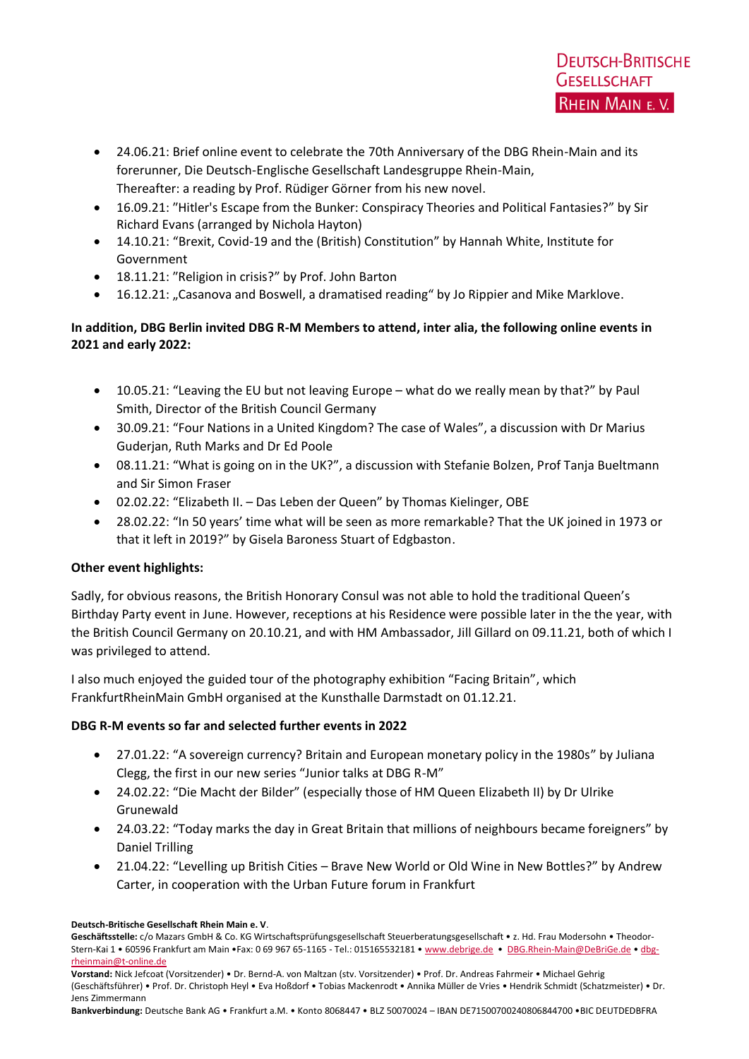- 24.06.21: Brief online event to celebrate the 70th Anniversary of the DBG Rhein-Main and its forerunner, Die Deutsch-Englische Gesellschaft Landesgruppe Rhein-Main, Thereafter: a reading by Prof. Rüdiger Görner from his new novel.
- 16.09.21: "Hitler's Escape from the Bunker: Conspiracy Theories and Political Fantasies?" by Sir Richard Evans (arranged by Nichola Hayton)
- 14.10.21: "Brexit, Covid-19 and the (British) Constitution" by Hannah White, Institute for Government
- 18.11.21: "Religion in crisis?" by Prof. John Barton
- 16.12.21: „Casanova and Boswell, a dramatised reading" by Jo Rippier and Mike Marklove.

**In addition, DBG Berlin invited DBG R-M Members to attend, inter alia, the following online events in 2021 and early 2022:**

- 10.05.21: "Leaving the EU but not leaving Europe – what do we really mean by that?" by Paul Smith, Director of the British Council Germany
- 30.09.21: "Four Nations in a United Kingdom? The case of Wales", a discussion with Dr Marius Guderjan, Ruth Marks and Dr Ed Poole
- 08.11.21: "What is going on in the UK?", a discussion with Stefanie Bolzen, Prof Tanja Bueltmann and Sir Simon Fraser
- 02.02.22: "Elizabeth II. – Das Leben der Queen" by Thomas Kielinger, OBE
- 28.02.22: "In 50 years' time what will be seen as more remarkable? That the UK joined in 1973 or that it left in 2019?" by Gisela Baroness Stuart of Edgbaston.

**Other event highlights:**

Sadly, for obvious reasons, the British Honorary Consul was not able to hold the traditional Queen's Birthday Party event in June. However, receptions at his Residence were possible later in the the year, with the British Council Germany on 20.10.21, and with HM Ambassador, Jill Gillard on 09.11.21, both of which I was privileged to attend.

I also much enjoyed the guided tour of the photography exhibition "Facing Britain", which FrankfurtRheinMain GmbH organised at the Kunsthalle Darmstadt on 01.12.21.

**DBG R-M events so far and selected further events in 2022**

- 27.01.22: "A sovereign currency? Britain and European monetary policy in the 1980s" by Juliana Clegg, the first in our new series "Junior talks at DBG R-M"
- 24.02.22: "Die Macht der Bilder" (especially those of HM Queen Elizabeth II) by Dr Ulrike Grunewald
- 24.03.22: "Today marks the day in Great Britain that millions of neighbours became foreigners" by Daniel Trilling
- 21.04.22: "Levelling up British Cities – Brave New World or Old Wine in New Bottles?" by Andrew Carter, in cooperation with the Urban Future forum in Frankfurt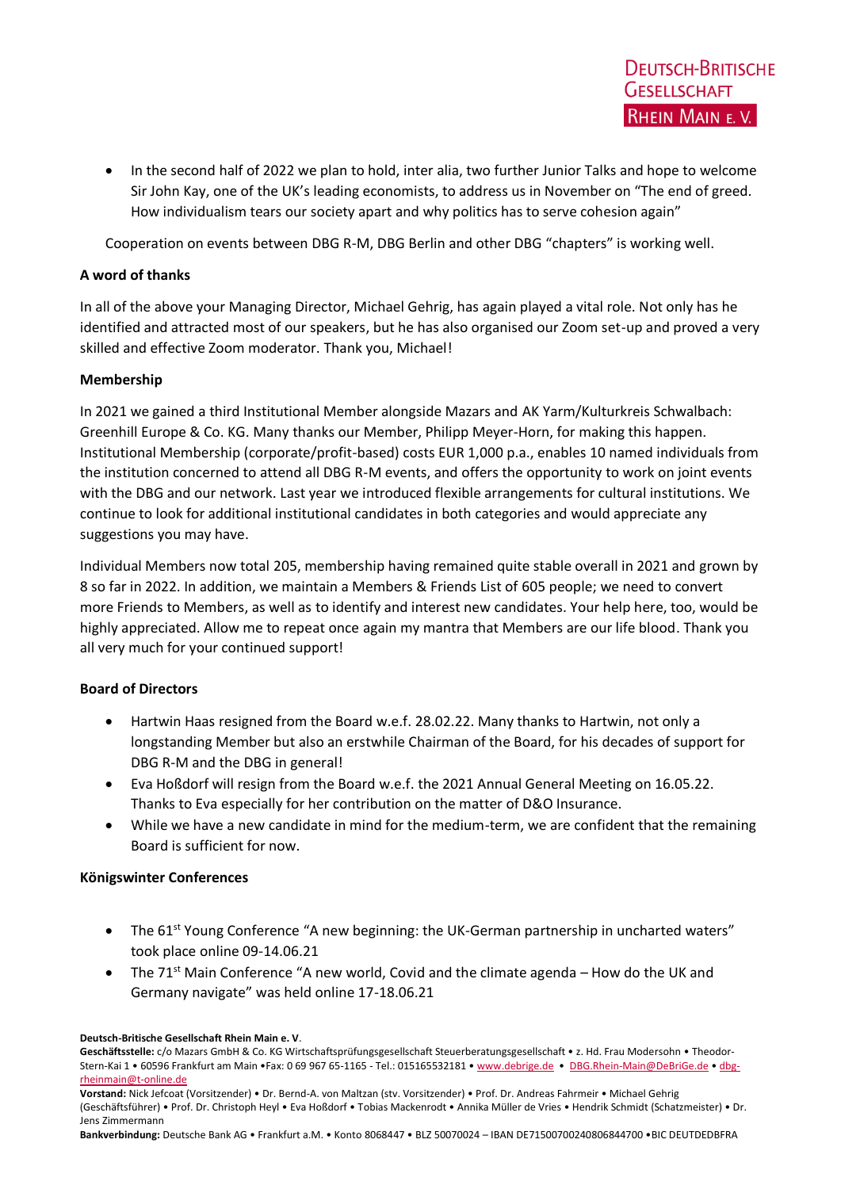- In the second half of 2022 we plan to hold, inter alia, two further Junior Talks and hope to welcome Sir John Kay, one of the UK's leading economists, to address us in November on "The end of greed. How individualism tears our society apart and why politics has to serve cohesion again"

Cooperation on events between DBG R-M, DBG Berlin and other DBG "chapters" is working well.

**A word of thanks**

In all of the above your Managing Director, Michael Gehrig, has again played a vital role. Not only has he identified and attracted most of our speakers, but he has also organised our Zoom set-up and proved a very skilled and effective Zoom moderator. Thank you, Michael!

**Membership**

In 2021 we gained a third Institutional Member alongside Mazars and AK Yarm/Kulturkreis Schwalbach: Greenhill Europe & Co. KG. Many thanks our Member, Philipp Meyer-Horn, for making this happen. Institutional Membership (corporate/profit-based) costs EUR 1,000 p.a., enables 10 named individuals from the institution concerned to attend all DBG R-M events, and offers the opportunity to work on joint events with the DBG and our network. Last year we introduced flexible arrangements for cultural institutions. We continue to look for additional institutional candidates in both categories and would appreciate any suggestions you may have.

Individual Members now total 205, membership having remained quite stable overall in 2021 and grown by 8 so far in 2022. In addition, we maintain a Members & Friends List of 605 people; we need to convert more Friends to Members, as well as to identify and interest new candidates. Your help here, too, would be highly appreciated. Allow me to repeat once again my mantra that Members are our life blood. Thank you all very much for your continued support!

**Board of Directors**

- Hartwin Haas resigned from the Board w.e.f. 28.02.22. Many thanks to Hartwin, not only a longstanding Member but also an erstwhile Chairman of the Board, for his decades of support for DBG R-M and the DBG in general!
- Eva Hoßdorf will resign from the Board w.e.f. the 2021 Annual General Meeting on 16.05.22. Thanks to Eva especially for her contribution on the matter of D&O Insurance.
- While we have a new candidate in mind for the medium-term, we are confident that the remaining Board is sufficient for now.

**Königswinter Conferences**

- The 61st Young Conference "A new beginning: the UK-German partnership in uncharted waters" took place online 09-14.06.21
- The 71st Main Conference "A new world, Covid and the climate agenda – How do the UK and Germany navigate" was held online 17-18.06.21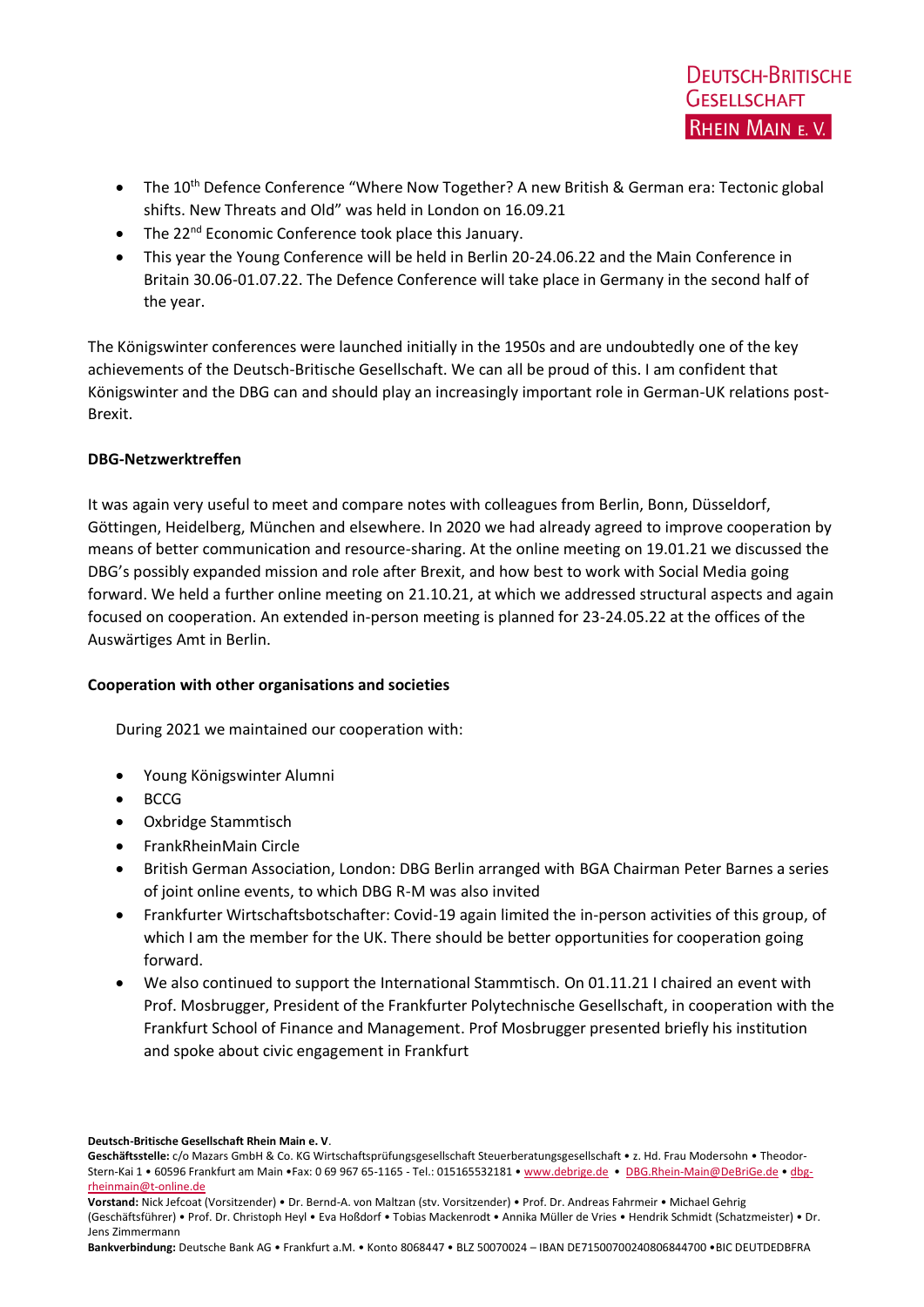- The 10th Defence Conference "Where Now Together? A new British & German era: Tectonic global shifts. New Threats and Old" was held in London on 16.09.21
- The 22nd Economic Conference took place this January.
- This year the Young Conference will be held in Berlin 20-24.06.22 and the Main Conference in Britain 30.06-01.07.22. The Defence Conference will take place in Germany in the second half of the year.

The Königswinter conferences were launched initially in the 1950s and are undoubtedly one of the key achievements of the Deutsch-Britische Gesellschaft. We can all be proud of this. I am confident that Königswinter and the DBG can and should play an increasingly important role in German-UK relations post-Brexit.

**DBG-Netzwerktreffen**

It was again very useful to meet and compare notes with colleagues from Berlin, Bonn, Düsseldorf, Göttingen, Heidelberg, München and elsewhere. In 2020 we had already agreed to improve cooperation by means of better communication and resource-sharing. At the online meeting on 19.01.21 we discussed the DBG's possibly expanded mission and role after Brexit, and how best to work with Social Media going forward. We held a further online meeting on 21.10.21, at which we addressed structural aspects and again focused on cooperation. An extended in-person meeting is planned for 23-24.05.22 at the offices of the Auswärtiges Amt in Berlin.

**Cooperation with other organisations and societies**

During 2021 we maintained our cooperation with:

- Young Königswinter Alumni
- BCCG
- Oxbridge Stammtisch
- FrankRheinMain Circle
- British German Association, London: DBG Berlin arranged with BGA Chairman Peter Barnes a series of joint online events, to which DBG R-M was also invited
- Frankfurter Wirtschaftsbotschafter: Covid-19 again limited the in-person activities of this group, of which I am the member for the UK. There should be better opportunities for cooperation going forward.
- We also continued to support the International Stammtisch. On 01.11.21 I chaired an event with Prof. Mosbrugger, President of the Frankfurter Polytechnische Gesellschaft, in cooperation with the Frankfurt School of Finance and Management. Prof Mosbrugger presented briefly his institution and spoke about civic engagement in Frankfurt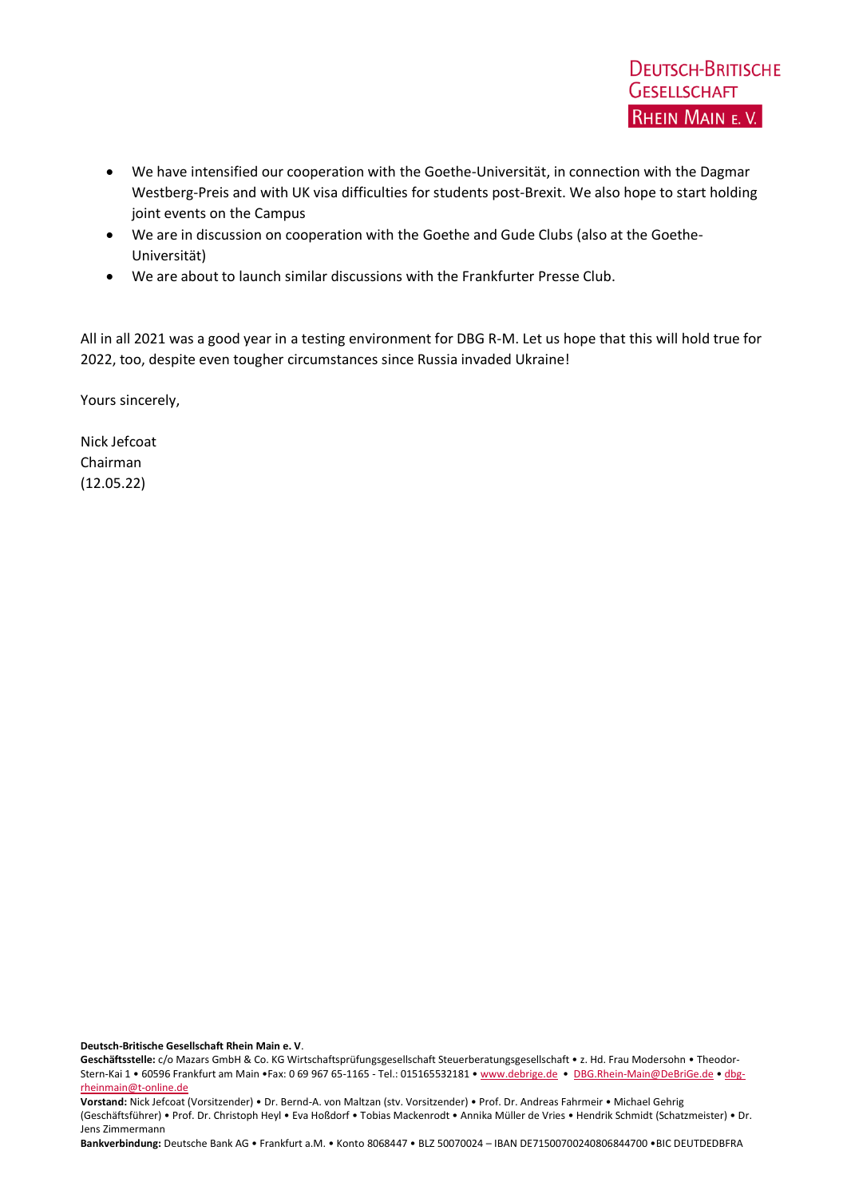- We have intensified our cooperation with the Goethe-Universität, in connection with the Dagmar Westberg-Preis and with UK visa difficulties for students post-Brexit. We also hope to start holding joint events on the Campus
- We are in discussion on cooperation with the Goethe and Gude Clubs (also at the Goethe-Universität)
- We are about to launch similar discussions with the Frankfurter Presse Club.

All in all 2021 was a good year in a testing environment for DBG R-M. Let us hope that this will hold true for 2022, too, despite even tougher circumstances since Russia invaded Ukraine!

Yours sincerely,

Nick Jefcoat
Chairman
(12.05.22)